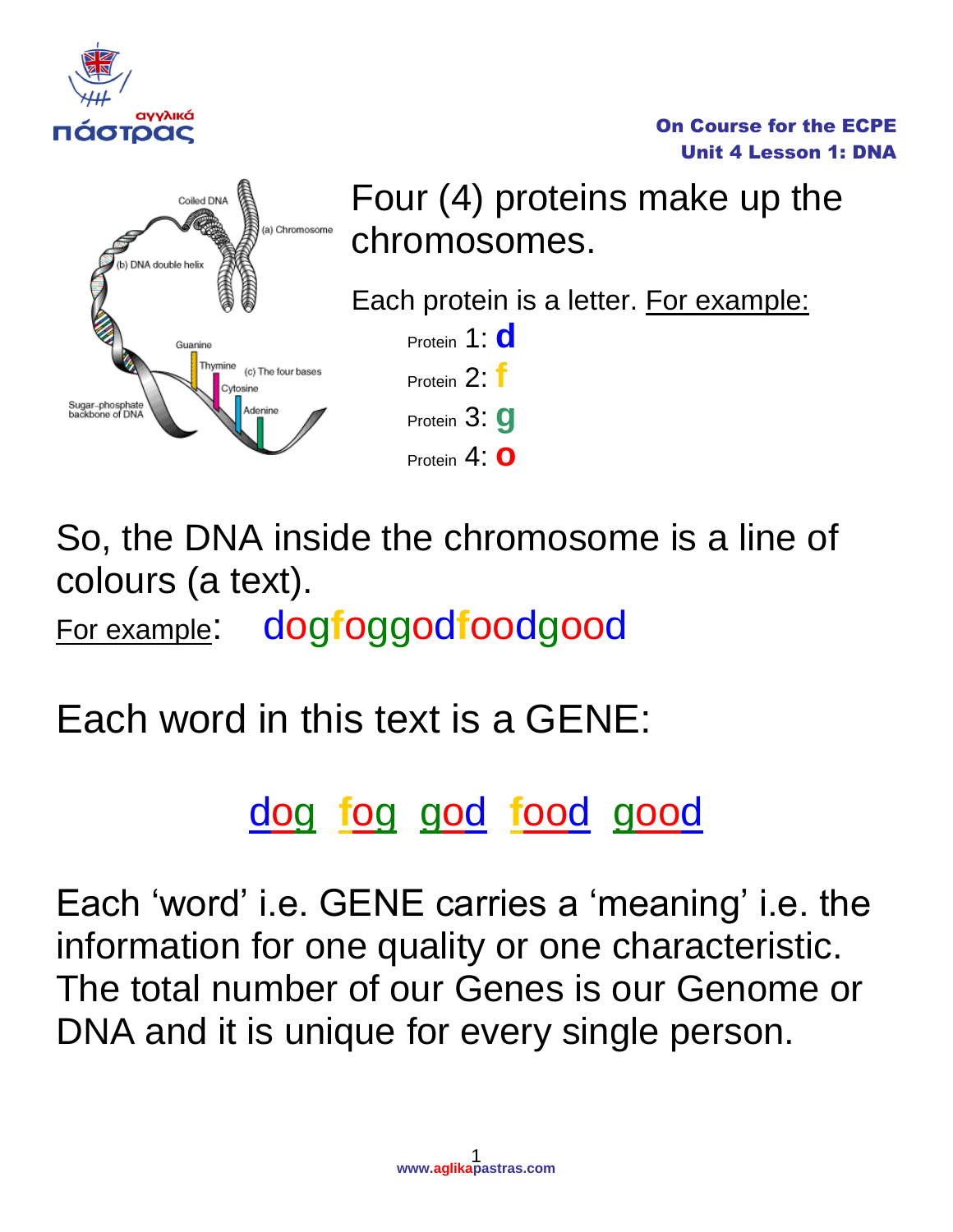Four (4) proteins make up the chromosomes.

Each protein is a letter. For example:

Protein 1: **d**

Protein 2: **f**

Protein 3: **g**

Protein 4: **o**

So, the DNA inside the chromosome is a line of colours (a text).

For example: dogfoggodfoodgood

Each word in this text is a GENE:

dog fog god food good

Each 'word' i.e. GENE carries a 'meaning' i.e. the information for one quality or one characteristic. The total number of our Genes is our Genome or DNA and it is unique for every single person.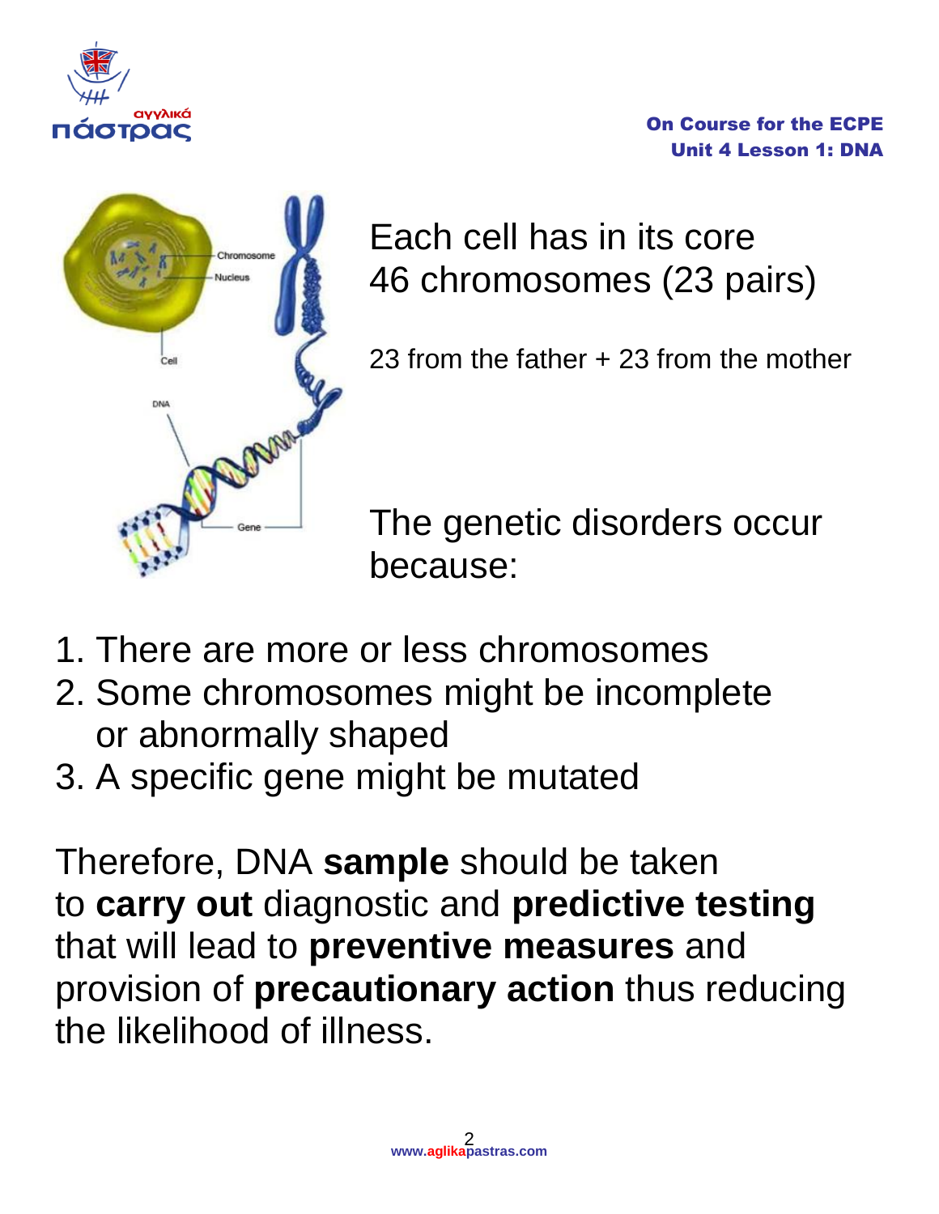Each cell has in its core 46 chromosomes (23 pairs)

23 from the father + 23 from the mother

The genetic disorders occur because:

1. There are more or less chromosomes
2. Some chromosomes might be incomplete or abnormally shaped
3. A specific gene might be mutated

Therefore, DNA **sample** should be taken to **carry out** diagnostic and **predictive testing** that will lead to **preventive measures** and provision of **precautionary action** thus reducing the likelihood of illness.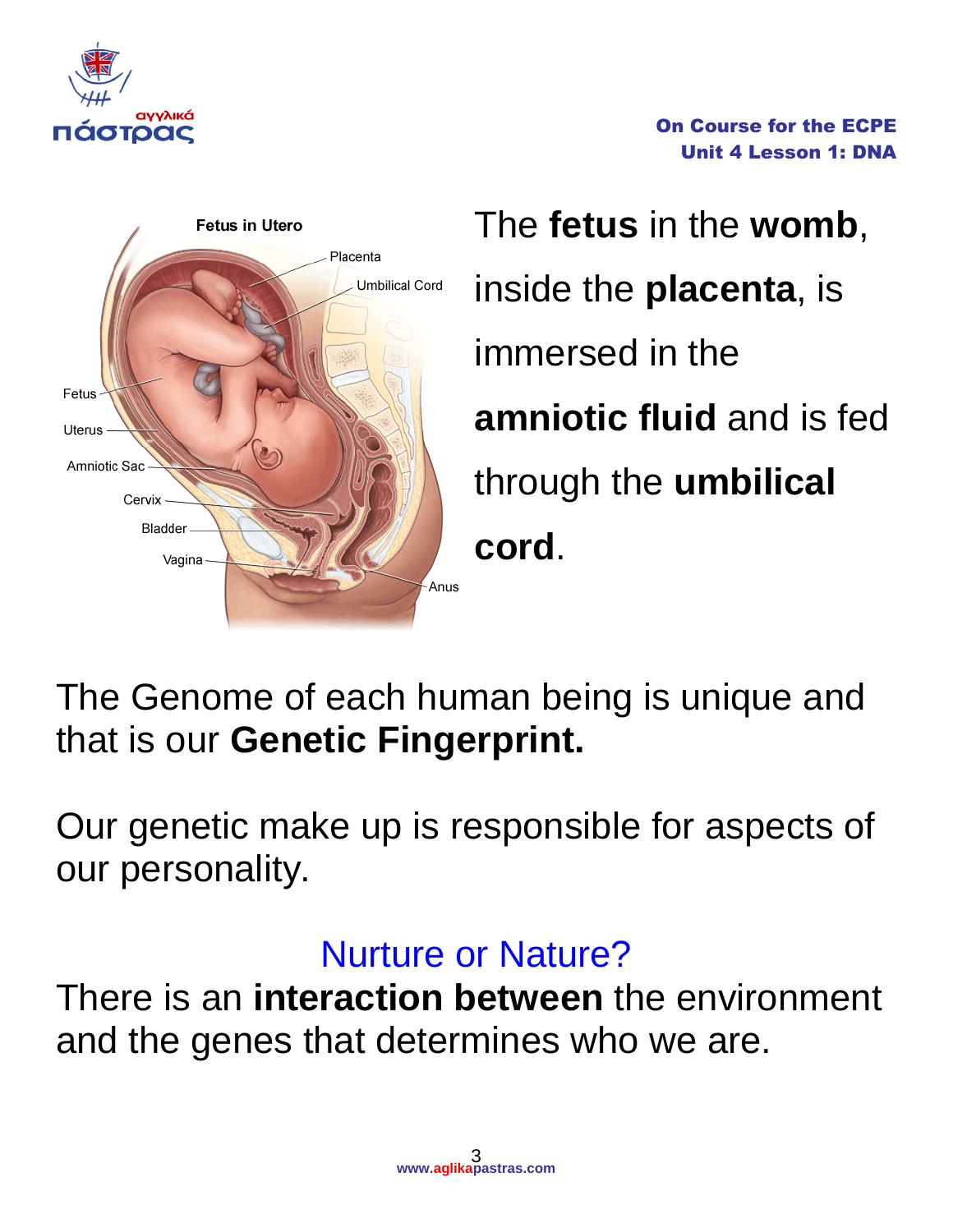The **fetus** in the **womb**, inside the **placenta**, is immersed in the **amniotic fluid** and is fed through the **umbilical cord**.

The Genome of each human being is unique and that is our **Genetic Fingerprint.**

Our genetic make up is responsible for aspects of our personality.

## Nurture or Nature?

There is an **interaction between** the environment and the genes that determines who we are.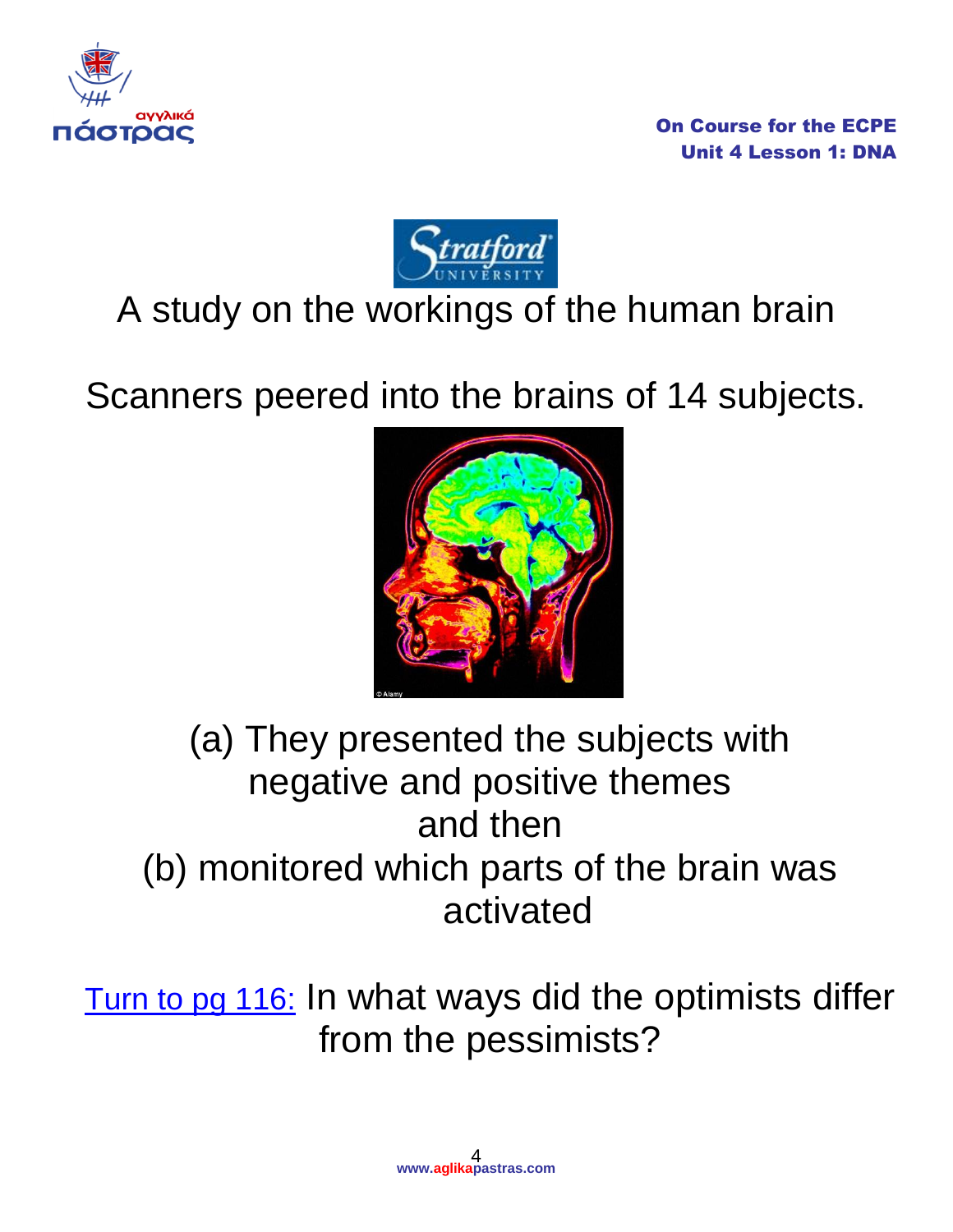# A study on the workings of the human brain

Scanners peered into the brains of 14 subjects.

(a) They presented the subjects with negative and positive themes and then (b) monitored which parts of the brain was activated

Turn to pg 116: In what ways did the optimists differ from the pessimists?